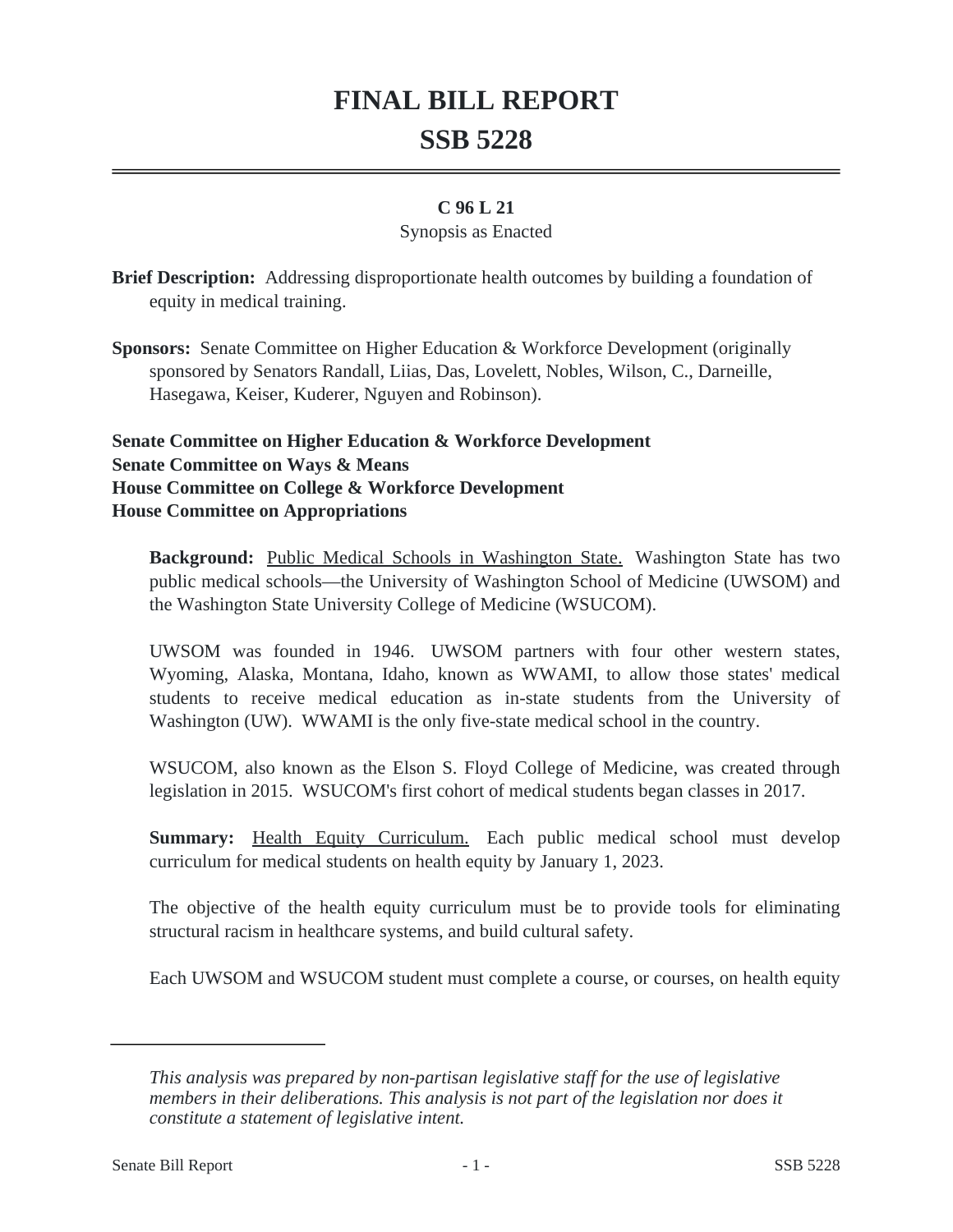# FINAL BILL REPORT
# SSB 5228

**C 96 L 21**

Synopsis as Enacted

**Brief Description:** Addressing disproportionate health outcomes by building a foundation of equity in medical training.

**Sponsors:** Senate Committee on Higher Education & Workforce Development (originally sponsored by Senators Randall, Liias, Das, Lovelett, Nobles, Wilson, C., Darneille, Hasegawa, Keiser, Kuderer, Nguyen and Robinson).

**Senate Committee on Higher Education & Workforce Development**
**Senate Committee on Ways & Means**
**House Committee on College & Workforce Development**
**House Committee on Appropriations**

**Background:** Public Medical Schools in Washington State. Washington State has two public medical schools—the University of Washington School of Medicine (UWSOM) and the Washington State University College of Medicine (WSUCOM).

UWSOM was founded in 1946. UWSOM partners with four other western states, Wyoming, Alaska, Montana, Idaho, known as WWAMI, to allow those states' medical students to receive medical education as in-state students from the University of Washington (UW). WWAMI is the only five-state medical school in the country.

WSUCOM, also known as the Elson S. Floyd College of Medicine, was created through legislation in 2015. WSUCOM's first cohort of medical students began classes in 2017.

**Summary:** Health Equity Curriculum. Each public medical school must develop curriculum for medical students on health equity by January 1, 2023.

The objective of the health equity curriculum must be to provide tools for eliminating structural racism in healthcare systems, and build cultural safety.

Each UWSOM and WSUCOM student must complete a course, or courses, on health equity

*This analysis was prepared by non-partisan legislative staff for the use of legislative members in their deliberations. This analysis is not part of the legislation nor does it constitute a statement of legislative intent.*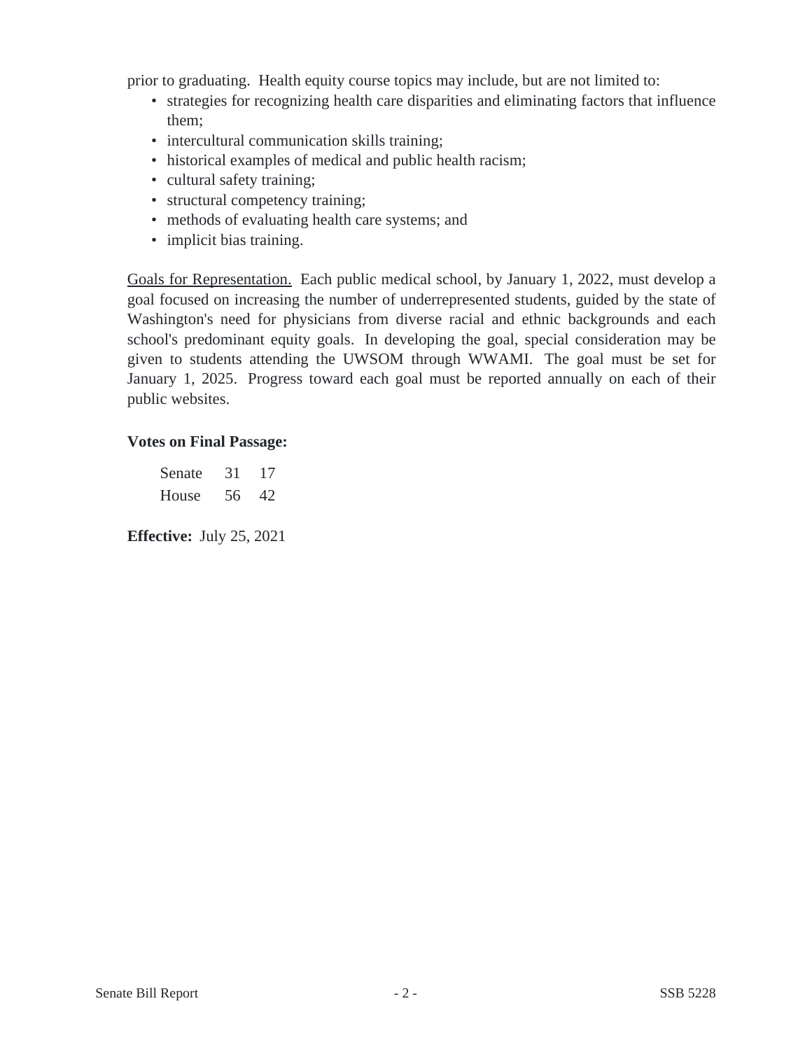prior to graduating. Health equity course topics may include, but are not limited to:

- strategies for recognizing health care disparities and eliminating factors that influence them;
- intercultural communication skills training;
- historical examples of medical and public health racism;
- cultural safety training;
- structural competency training;
- methods of evaluating health care systems; and
- implicit bias training.

Goals for Representation. Each public medical school, by January 1, 2022, must develop a goal focused on increasing the number of underrepresented students, guided by the state of Washington's need for physicians from diverse racial and ethnic backgrounds and each school's predominant equity goals. In developing the goal, special consideration may be given to students attending the UWSOM through WWAMI. The goal must be set for January 1, 2025. Progress toward each goal must be reported annually on each of their public websites.

**Votes on Final Passage:**

| | | |
|---|---|---|
| Senate | 31 | 17 |
| House | 56 | 42 |

**Effective:** July 25, 2021